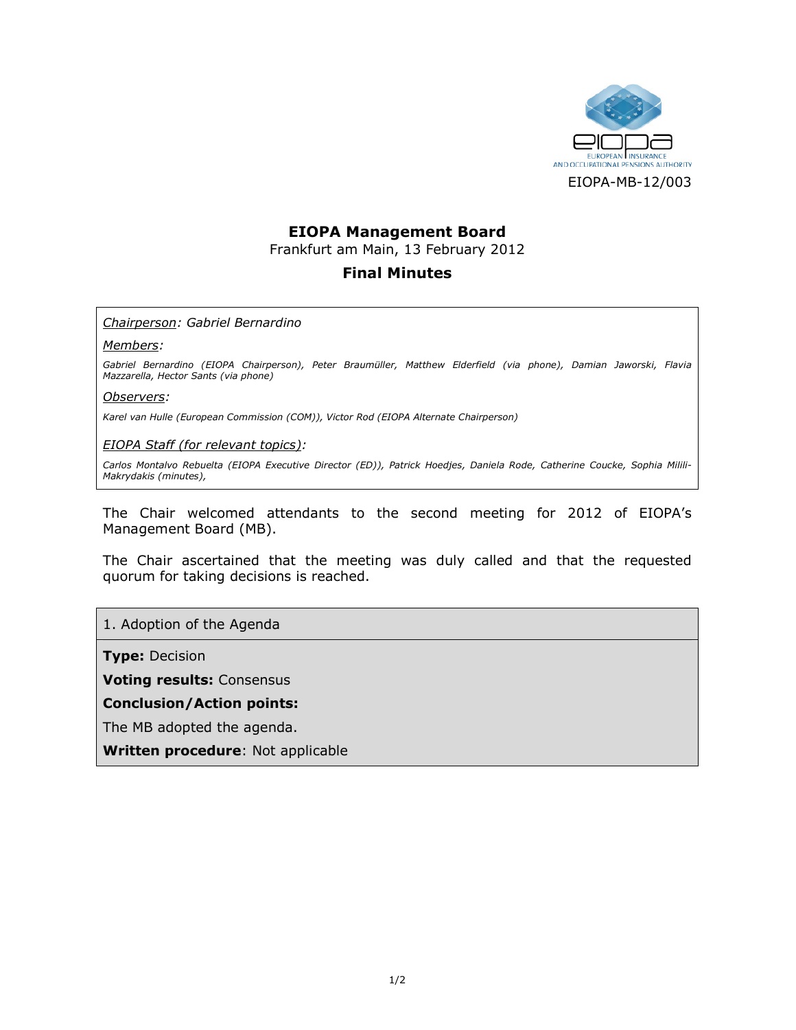EIOPA-MB-12/003

# EIOPA Management Board

Frankfurt am Main, 13 February 2012

## Final Minutes

*Chairperson: Gabriel Bernardino*

*Members:*

*Gabriel Bernardino (EIOPA Chairperson), Peter Braumüller, Matthew Elderfield (via phone), Damian Jaworski, Flavia Mazzarella, Hector Sants (via phone)*

*Observers:*

*Karel van Hulle (European Commission (COM)), Victor Rod (EIOPA Alternate Chairperson)*

*EIOPA Staff (for relevant topics):*

*Carlos Montalvo Rebuelta (EIOPA Executive Director (ED)), Patrick Hoedjes, Daniela Rode, Catherine Coucke, Sophia Milili-Makrydakis (minutes),*

The Chair welcomed attendants to the second meeting for 2012 of EIOPA's Management Board (MB).

The Chair ascertained that the meeting was duly called and that the requested quorum for taking decisions is reached.

### 1. Adoption of the Agenda

**Type:** Decision

**Voting results:** Consensus

**Conclusion/Action points:**

The MB adopted the agenda.

**Written procedure**: Not applicable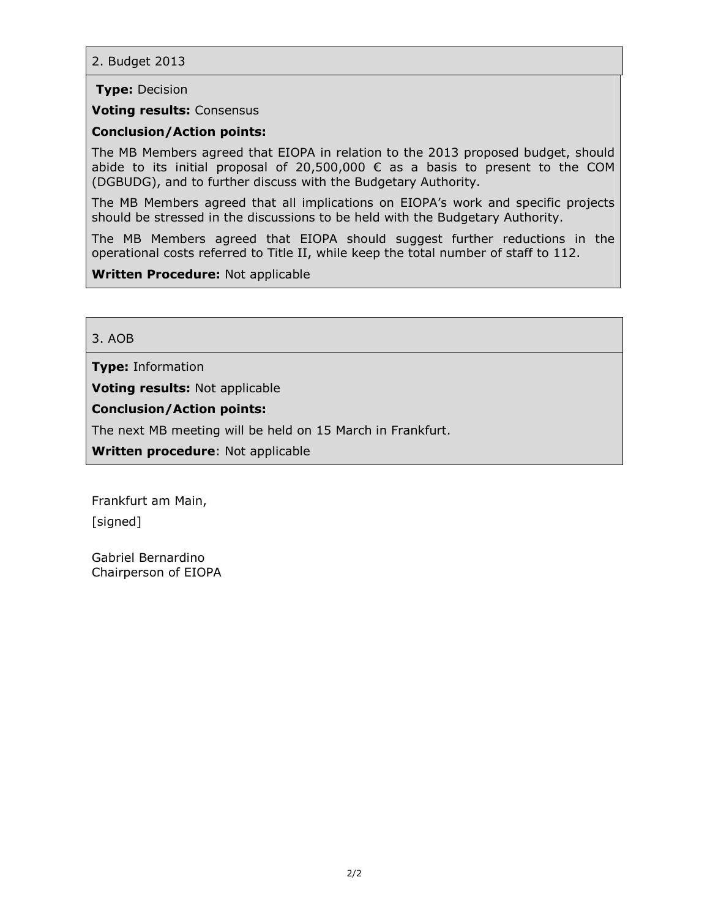## 2. Budget 2013

**Type:** Decision

**Voting results:** Consensus

**Conclusion/Action points:**

The MB Members agreed that EIOPA in relation to the 2013 proposed budget, should abide to its initial proposal of 20,500,000 € as a basis to present to the COM (DGBUDG), and to further discuss with the Budgetary Authority.

The MB Members agreed that all implications on EIOPA's work and specific projects should be stressed in the discussions to be held with the Budgetary Authority.

The MB Members agreed that EIOPA should suggest further reductions in the operational costs referred to Title II, while keep the total number of staff to 112.

**Written Procedure:** Not applicable

## 3. AOB

**Type:** Information

**Voting results:** Not applicable

**Conclusion/Action points:**

The next MB meeting will be held on 15 March in Frankfurt.

**Written procedure**: Not applicable

Frankfurt am Main,

[signed]

Gabriel Bernardino
Chairperson of EIOPA